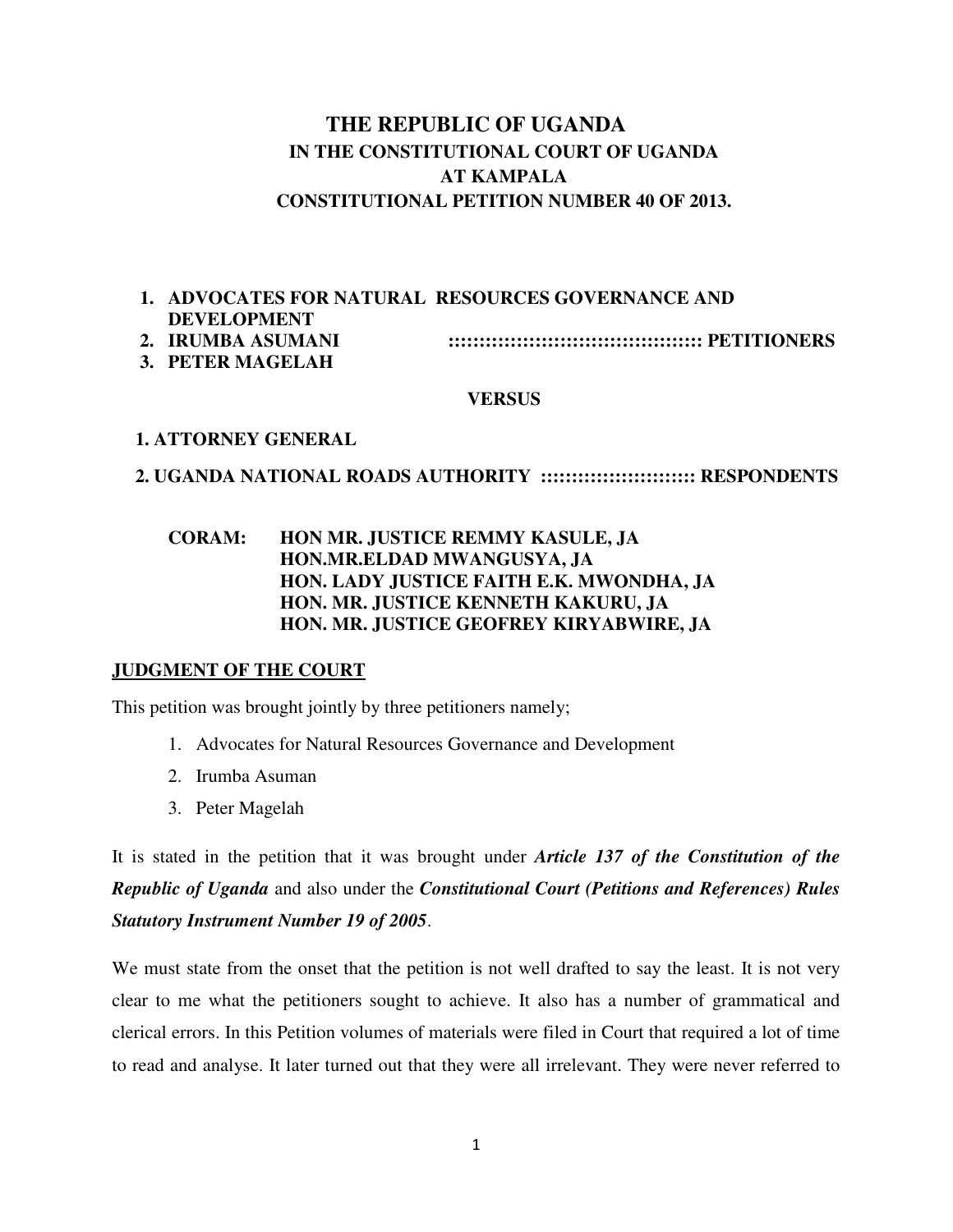# THE REPUBLIC OF UGANDA

## IN THE CONSTITUTIONAL COURT OF UGANDA
## AT KAMPALA
## CONSTITUTIONAL PETITION NUMBER 40 OF 2013.

1. **ADVOCATES FOR NATURAL RESOURCES GOVERNANCE AND DEVELOPMENT**
2. **IRUMBA ASUMANI :::::::::::::::::::::::::::::::::::::::::: PETITIONERS**
3. **PETER MAGELAH**

**VERSUS**

**1. ATTORNEY GENERAL**

**2. UGANDA NATIONAL ROADS AUTHORITY ::::::::::::::::::::::::: RESPONDENTS**

**CORAM: HON MR. JUSTICE REMMY KASULE, JA**
**HON.MR.ELDAD MWANGUSYA, JA**
**HON. LADY JUSTICE FAITH E.K. MWONDHA, JA**
**HON. MR. JUSTICE KENNETH KAKURU, JA**
**HON. MR. JUSTICE GEOFREY KIRYABWIRE, JA**

**<u>JUDGMENT OF THE COURT</u>**

This petition was brought jointly by three petitioners namely;

1. Advocates for Natural Resources Governance and Development
2. Irumba Asuman
3. Peter Magelah

It is stated in the petition that it was brought under ***Article 137 of the Constitution of the Republic of Uganda*** and also under the ***Constitutional Court (Petitions and References) Rules Statutory Instrument Number 19 of 2005***.

We must state from the onset that the petition is not well drafted to say the least. It is not very clear to me what the petitioners sought to achieve. It also has a number of grammatical and clerical errors. In this Petition volumes of materials were filed in Court that required a lot of time to read and analyse. It later turned out that they were all irrelevant. They were never referred to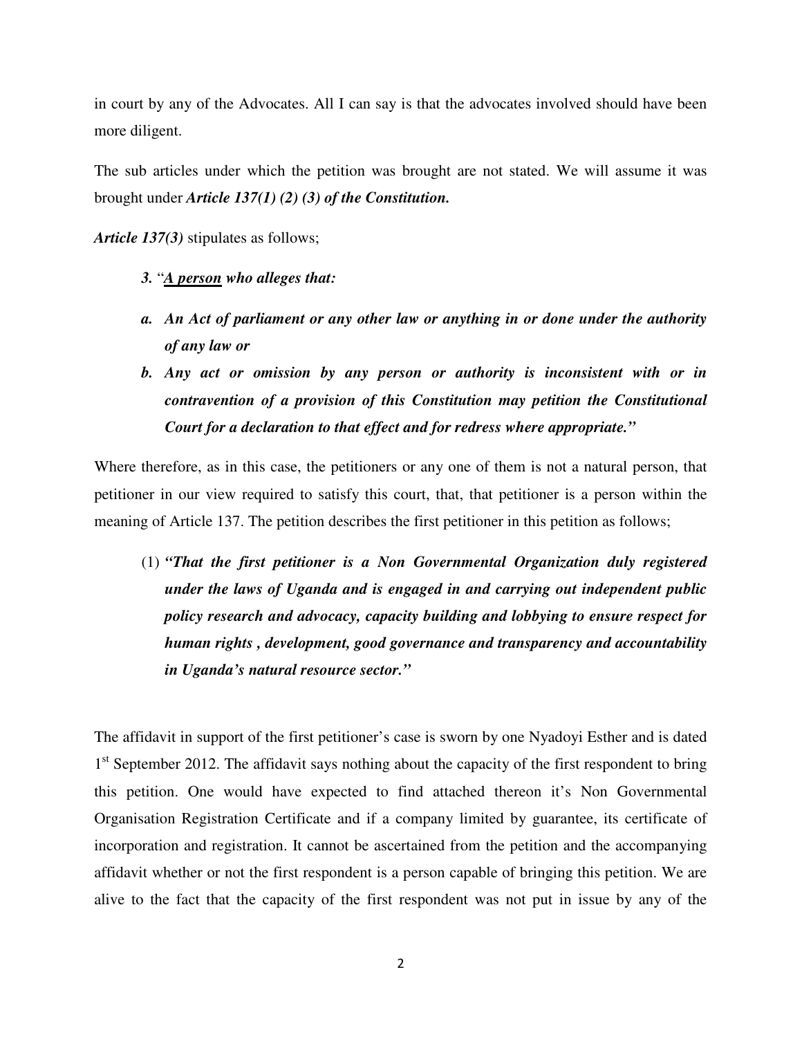in court by any of the Advocates. All I can say is that the advocates involved should have been more diligent.

The sub articles under which the petition was brought are not stated. We will assume it was brought under ***Article 137(1) (2) (3) of the Constitution.***

***Article 137(3)*** stipulates as follows;

> ***3.*** "***<u>A person</u> who alleges that:***
>
> ***a. An Act of parliament or any other law or anything in or done under the authority of any law or***
>
> ***b. Any act or omission by any person or authority is inconsistent with or in contravention of a provision of this Constitution may petition the Constitutional Court for a declaration to that effect and for redress where appropriate."***

Where therefore, as in this case, the petitioners or any one of them is not a natural person, that petitioner in our view required to satisfy this court, that, that petitioner is a person within the meaning of Article 137. The petition describes the first petitioner in this petition as follows;

> (1) ***"That the first petitioner is a Non Governmental Organization duly registered under the laws of Uganda and is engaged in and carrying out independent public policy research and advocacy, capacity building and lobbying to ensure respect for human rights , development, good governance and transparency and accountability in Uganda's natural resource sector."***

The affidavit in support of the first petitioner's case is sworn by one Nyadoyi Esther and is dated 1st September 2012. The affidavit says nothing about the capacity of the first respondent to bring this petition. One would have expected to find attached thereon it's Non Governmental Organisation Registration Certificate and if a company limited by guarantee, its certificate of incorporation and registration. It cannot be ascertained from the petition and the accompanying affidavit whether or not the first respondent is a person capable of bringing this petition. We are alive to the fact that the capacity of the first respondent was not put in issue by any of the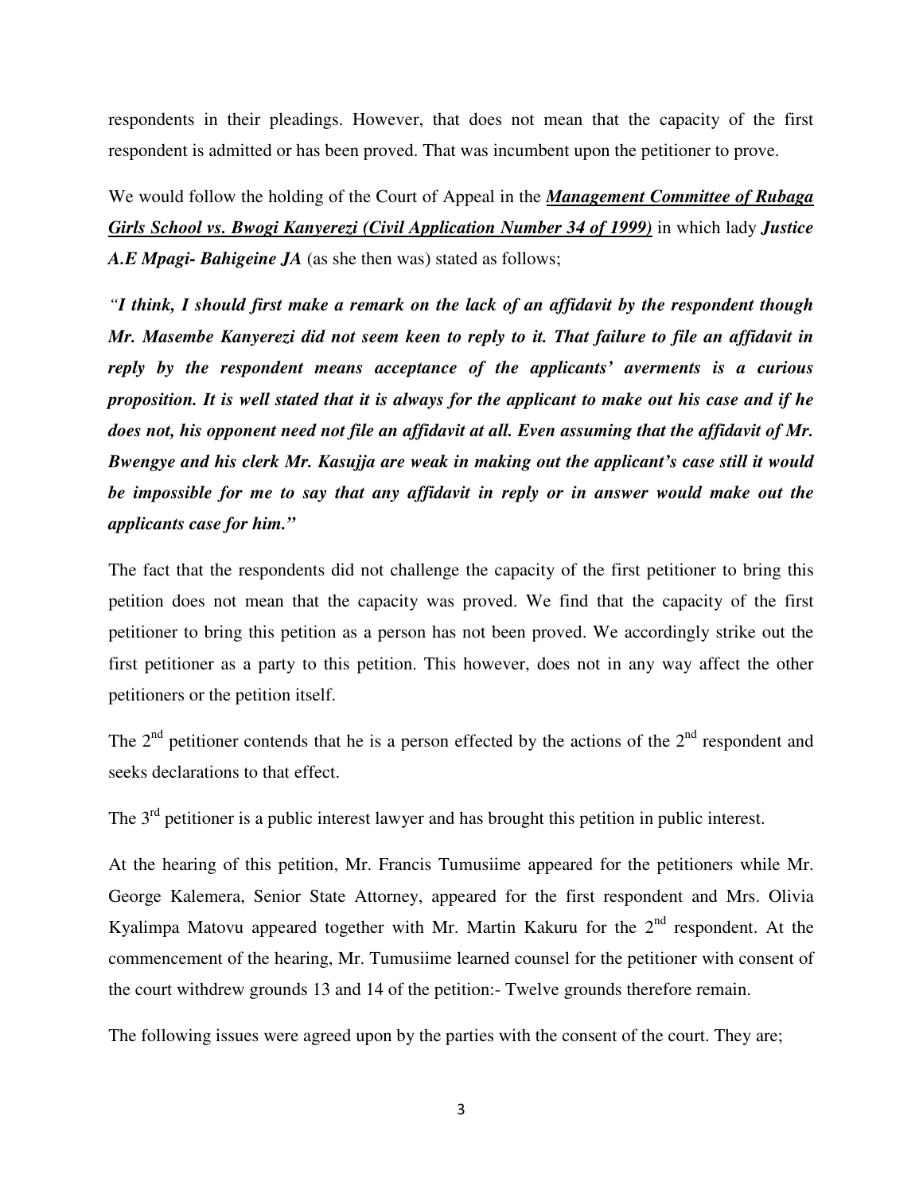respondents in their pleadings. However, that does not mean that the capacity of the first respondent is admitted or has been proved. That was incumbent upon the petitioner to prove.

We would follow the holding of the Court of Appeal in the ***Management Committee of Rubaga Girls School vs. Bwogi Kanyerezi (Civil Application Number 34 of 1999)*** in which lady ***Justice A.E Mpagi- Bahigeine JA*** (as she then was) stated as follows;

*"**I think, I should first make a remark on the lack of an affidavit by the respondent though Mr. Masembe Kanyerezi did not seem keen to reply to it. That failure to file an affidavit in reply by the respondent means acceptance of the applicants' averments is a curious proposition. It is well stated that it is always for the applicant to make out his case and if he does not, his opponent need not file an affidavit at all. Even assuming that the affidavit of Mr. Bwengye and his clerk Mr. Kasujja are weak in making out the applicant's case still it would be impossible for me to say that any affidavit in reply or in answer would make out the applicants case for him.**"*

The fact that the respondents did not challenge the capacity of the first petitioner to bring this petition does not mean that the capacity was proved. We find that the capacity of the first petitioner to bring this petition as a person has not been proved. We accordingly strike out the first petitioner as a party to this petition. This however, does not in any way affect the other petitioners or the petition itself.

The 2nd petitioner contends that he is a person effected by the actions of the 2nd respondent and seeks declarations to that effect.

The 3rd petitioner is a public interest lawyer and has brought this petition in public interest.

At the hearing of this petition, Mr. Francis Tumusiime appeared for the petitioners while Mr. George Kalemera, Senior State Attorney, appeared for the first respondent and Mrs. Olivia Kyalimpa Matovu appeared together with Mr. Martin Kakuru for the 2nd respondent. At the commencement of the hearing, Mr. Tumusiime learned counsel for the petitioner with consent of the court withdrew grounds 13 and 14 of the petition:- Twelve grounds therefore remain.

The following issues were agreed upon by the parties with the consent of the court. They are;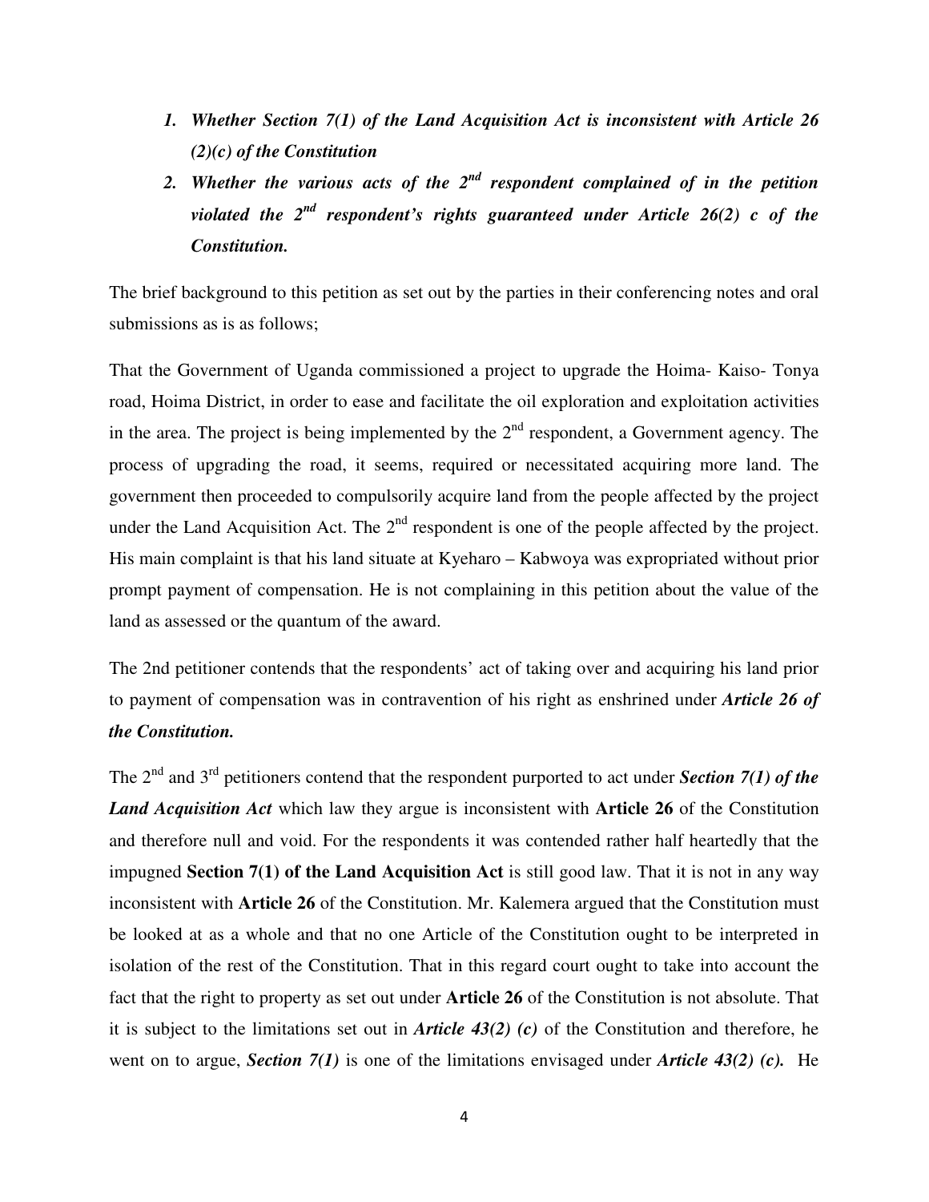1. ***Whether Section 7(1) of the Land Acquisition Act is inconsistent with Article 26 (2)(c) of the Constitution***
2. ***Whether the various acts of the 2nd respondent complained of in the petition violated the 2nd respondent's rights guaranteed under Article 26(2) c of the Constitution.***

The brief background to this petition as set out by the parties in their conferencing notes and oral submissions as is as follows;

That the Government of Uganda commissioned a project to upgrade the Hoima- Kaiso- Tonya road, Hoima District, in order to ease and facilitate the oil exploration and exploitation activities in the area. The project is being implemented by the 2nd respondent, a Government agency. The process of upgrading the road, it seems, required or necessitated acquiring more land. The government then proceeded to compulsorily acquire land from the people affected by the project under the Land Acquisition Act. The 2nd respondent is one of the people affected by the project. His main complaint is that his land situate at Kyeharo – Kabwoya was expropriated without prior prompt payment of compensation. He is not complaining in this petition about the value of the land as assessed or the quantum of the award.

The 2nd petitioner contends that the respondents' act of taking over and acquiring his land prior to payment of compensation was in contravention of his right as enshrined under ***Article 26 of the Constitution.***

The 2nd and 3rd petitioners contend that the respondent purported to act under ***Section 7(1) of the Land Acquisition Act*** which law they argue is inconsistent with **Article 26** of the Constitution and therefore null and void. For the respondents it was contended rather half heartedly that the impugned **Section 7(1) of the Land Acquisition Act** is still good law. That it is not in any way inconsistent with **Article 26** of the Constitution. Mr. Kalemera argued that the Constitution must be looked at as a whole and that no one Article of the Constitution ought to be interpreted in isolation of the rest of the Constitution. That in this regard court ought to take into account the fact that the right to property as set out under **Article 26** of the Constitution is not absolute. That it is subject to the limitations set out in ***Article 43(2) (c)*** of the Constitution and therefore, he went on to argue, ***Section 7(1)*** is one of the limitations envisaged under ***Article 43(2) (c).*** He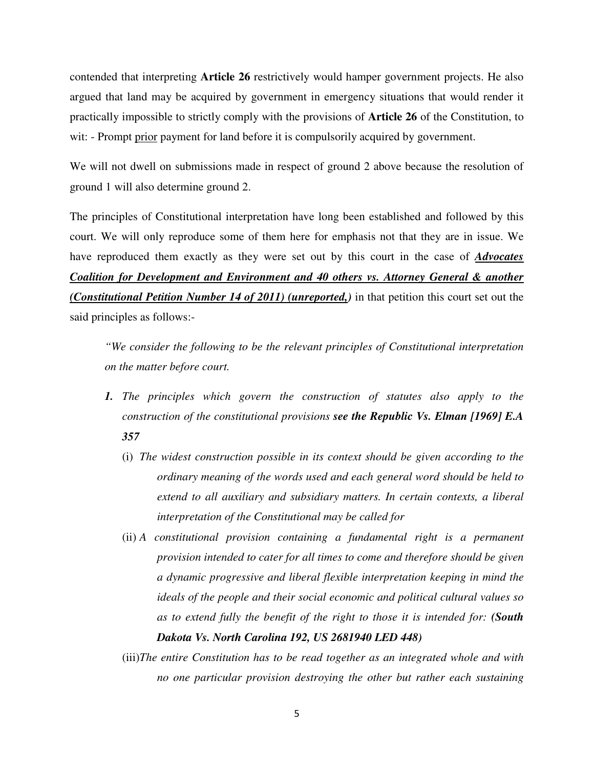contended that interpreting **Article 26** restrictively would hamper government projects. He also argued that land may be acquired by government in emergency situations that would render it practically impossible to strictly comply with the provisions of **Article 26** of the Constitution, to wit: - Prompt prior payment for land before it is compulsorily acquired by government.

We will not dwell on submissions made in respect of ground 2 above because the resolution of ground 1 will also determine ground 2.

The principles of Constitutional interpretation have long been established and followed by this court. We will only reproduce some of them here for emphasis not that they are in issue. We have reproduced them exactly as they were set out by this court in the case of ***Advocates Coalition for Development and Environment and 40 others vs. Attorney General & another (Constitutional Petition Number 14 of 2011) (unreported,)*** in that petition this court set out the said principles as follows:-

> *"We consider the following to be the relevant principles of Constitutional interpretation on the matter before court.*
>
> ***1.*** *The principles which govern the construction of statutes also apply to the construction of the constitutional provisions* ***see the Republic Vs. Elman [1969] E.A 357***
>
> (i) *The widest construction possible in its context should be given according to the ordinary meaning of the words used and each general word should be held to extend to all auxiliary and subsidiary matters. In certain contexts, a liberal interpretation of the Constitutional may be called for*
>
> (ii) *A constitutional provision containing a fundamental right is a permanent provision intended to cater for all times to come and therefore should be given a dynamic progressive and liberal flexible interpretation keeping in mind the ideals of the people and their social economic and political cultural values so as to extend fully the benefit of the right to those it is intended for:* ***(South Dakota Vs. North Carolina 192, US 2681940 LED 448)***
>
> (iii) *The entire Constitution has to be read together as an integrated whole and with no one particular provision destroying the other but rather each sustaining*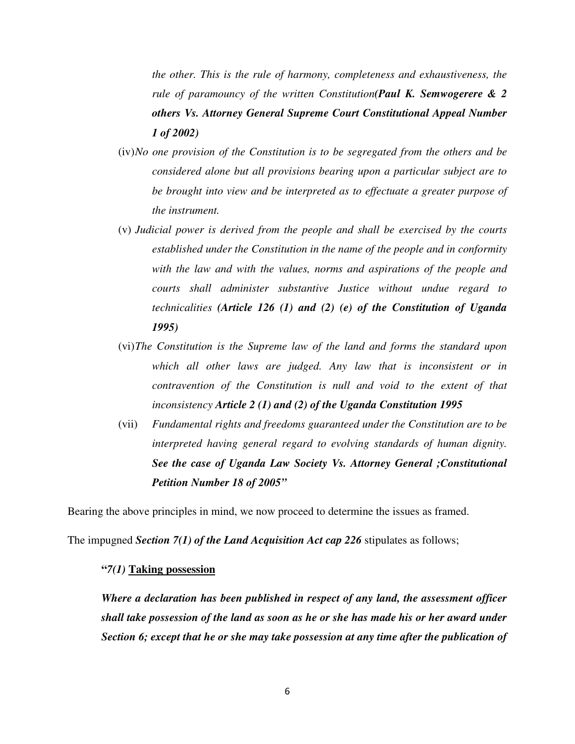*the other. This is the rule of harmony, completeness and exhaustiveness, the rule of paramouncy of the written Constitution* ***(Paul K. Semwogerere & 2 others Vs. Attorney General Supreme Court Constitutional Appeal Number 1 of 2002)***

(iv) *No one provision of the Constitution is to be segregated from the others and be considered alone but all provisions bearing upon a particular subject are to be brought into view and be interpreted as to effectuate a greater purpose of the instrument.*

(v) *Judicial power is derived from the people and shall be exercised by the courts established under the Constitution in the name of the people and in conformity with the law and with the values, norms and aspirations of the people and courts shall administer substantive Justice without undue regard to technicalities* ***(Article 126 (1) and (2) (e) of the Constitution of Uganda 1995)***

(vi) *The Constitution is the Supreme law of the land and forms the standard upon which all other laws are judged. Any law that is inconsistent or in contravention of the Constitution is null and void to the extent of that inconsistency* ***Article 2 (1) and (2) of the Uganda Constitution 1995***

(vii) *Fundamental rights and freedoms guaranteed under the Constitution are to be interpreted having general regard to evolving standards of human dignity.* ***See the case of Uganda Law Society Vs. Attorney General ;Constitutional Petition Number 18 of 2005"***

Bearing the above principles in mind, we now proceed to determine the issues as framed.

The impugned ***Section 7(1) of the Land Acquisition Act cap 226*** stipulates as follows;

**"*7(1)* <u>Taking possession</u>**

***Where a declaration has been published in respect of any land, the assessment officer shall take possession of the land as soon as he or she has made his or her award under Section 6; except that he or she may take possession at any time after the publication of***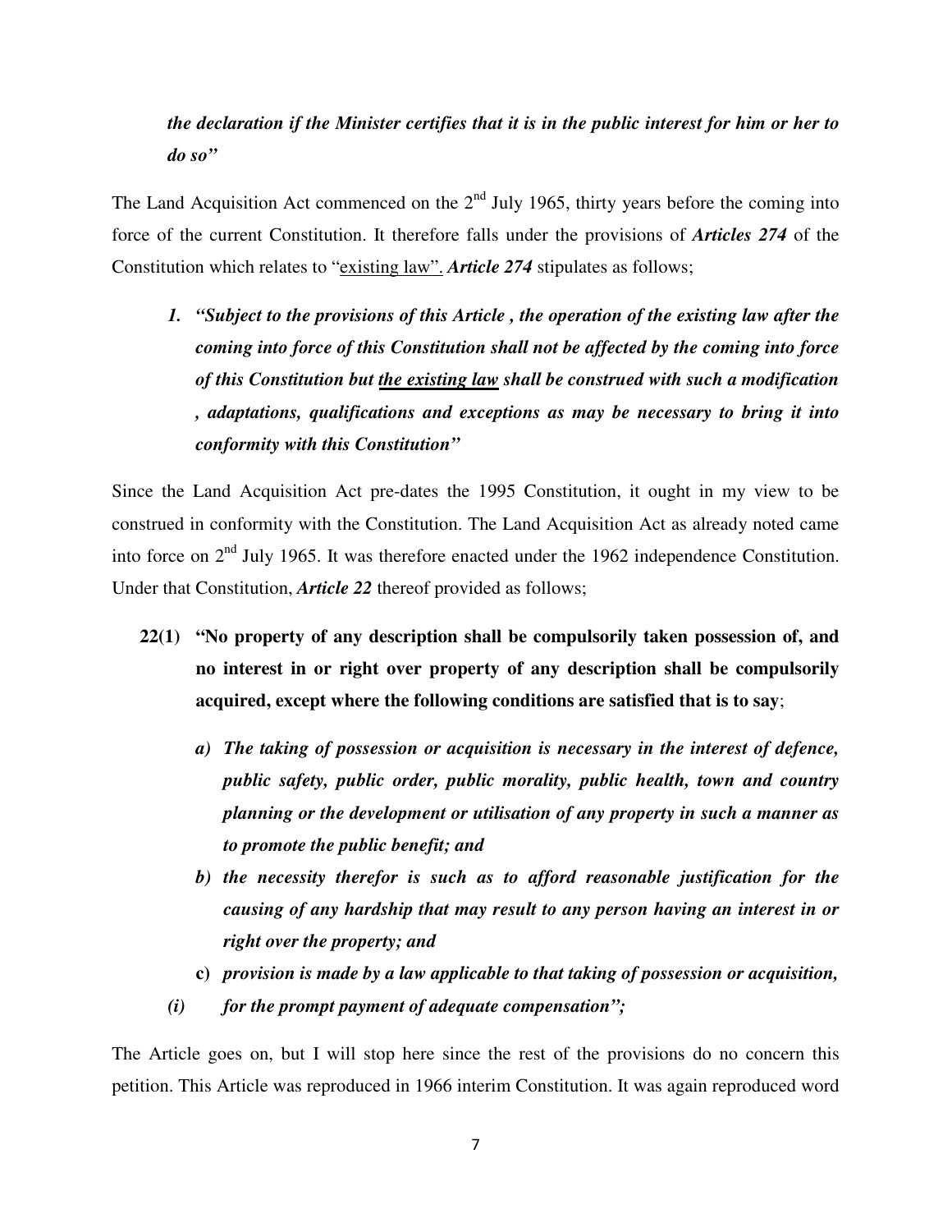***the declaration if the Minister certifies that it is in the public interest for him or her to do so"***

The Land Acquisition Act commenced on the 2nd July 1965, thirty years before the coming into force of the current Constitution. It therefore falls under the provisions of ***Articles 274*** of the Constitution which relates to "<u>existing law</u>". ***Article 274*** stipulates as follows;

1. ***"Subject to the provisions of this Article , the operation of the existing law after the coming into force of this Constitution shall not be affected by the coming into force of this Constitution but <u>the existing law</u> shall be construed with such a modification , adaptations, qualifications and exceptions as may be necessary to bring it into conformity with this Constitution"***

Since the Land Acquisition Act pre-dates the 1995 Constitution, it ought in my view to be construed in conformity with the Constitution. The Land Acquisition Act as already noted came into force on 2nd July 1965. It was therefore enacted under the 1962 independence Constitution. Under that Constitution, ***Article 22*** thereof provided as follows;

**22(1) "No property of any description shall be compulsorily taken possession of, and no interest in or right over property of any description shall be compulsorily acquired, except where the following conditions are satisfied that is to say**;

   a) ***The taking of possession or acquisition is necessary in the interest of defence, public safety, public order, public morality, public health, town and country planning or the development or utilisation of any property in such a manner as to promote the public benefit; and***

   b) ***the necessity therefor is such as to afford reasonable justification for the causing of any hardship that may result to any person having an interest in or right over the property; and***

   **c)** ***provision is made by a law applicable to that taking of possession or acquisition,***

   ***(i) for the prompt payment of adequate compensation";***

The Article goes on, but I will stop here since the rest of the provisions do no concern this petition. This Article was reproduced in 1966 interim Constitution. It was again reproduced word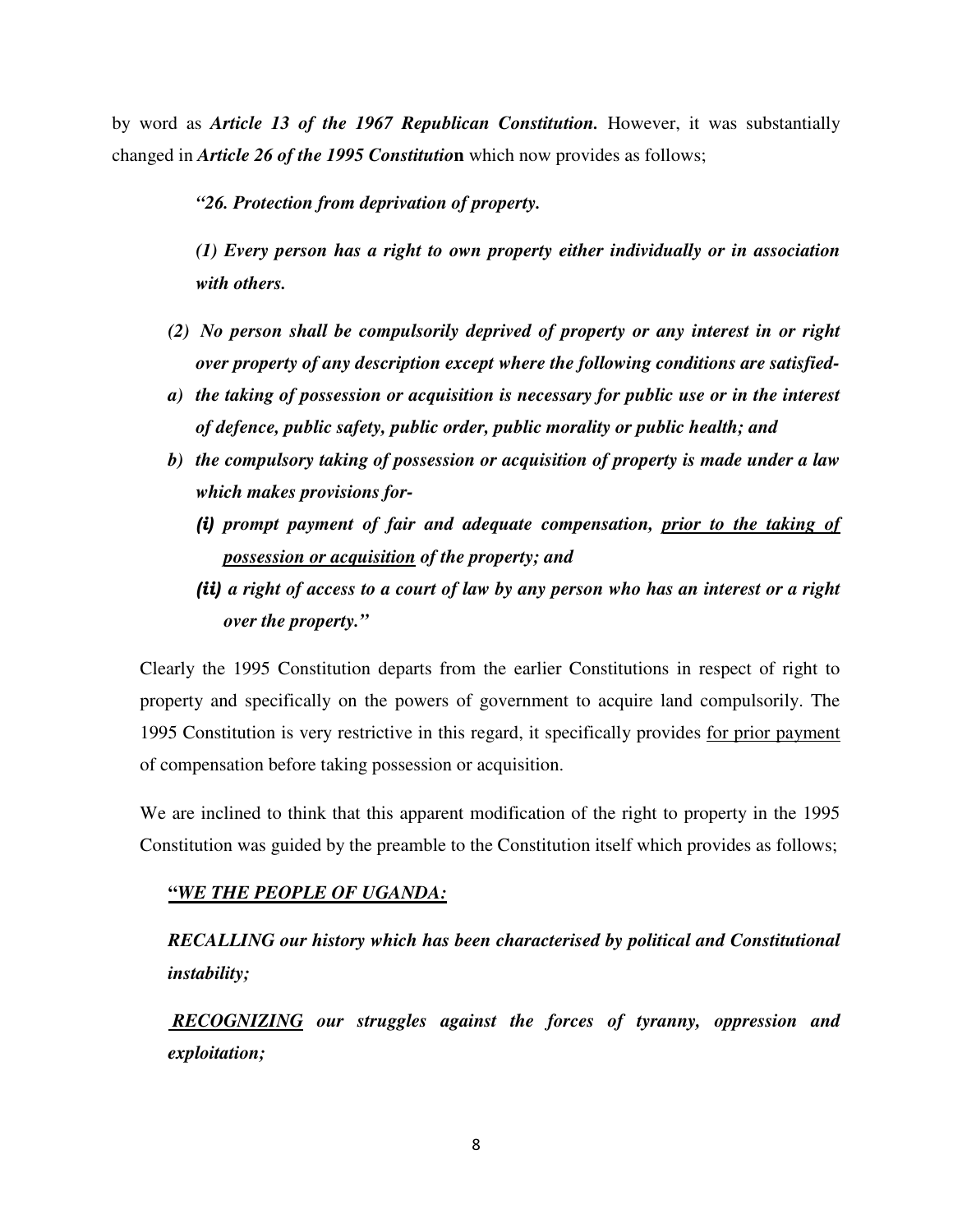by word as ***Article 13 of the 1967 Republican Constitution.*** However, it was substantially changed in ***Article 26 of the 1995 Constitution*** which now provides as follows;

> ***"26. Protection from deprivation of property.***
>
> ***(1) Every person has a right to own property either individually or in association with others.***
>
> ***(2) No person shall be compulsorily deprived of property or any interest in or right over property of any description except where the following conditions are satisfied-***
>
> ***a) the taking of possession or acquisition is necessary for public use or in the interest of defence, public safety, public order, public morality or public health; and***
>
> ***b) the compulsory taking of possession or acquisition of property is made under a law which makes provisions for-***
>
> ***(i) prompt payment of fair and adequate compensation, <u>prior to the taking of possession or acquisition</u> of the property; and***
>
> ***(ii) a right of access to a court of law by any person who has an interest or a right over the property."***

Clearly the 1995 Constitution departs from the earlier Constitutions in respect of right to property and specifically on the powers of government to acquire land compulsorily. The 1995 Constitution is very restrictive in this regard, it specifically provides <u>for prior payment</u> of compensation before taking possession or acquisition.

We are inclined to think that this apparent modification of the right to property in the 1995 Constitution was guided by the preamble to the Constitution itself which provides as follows;

> **"*<u>WE THE PEOPLE OF UGANDA:</u>***
>
> ***RECALLING our history which has been characterised by political and Constitutional instability;***
>
> ***<u>RECOGNIZING</u> our struggles against the forces of tyranny, oppression and exploitation;***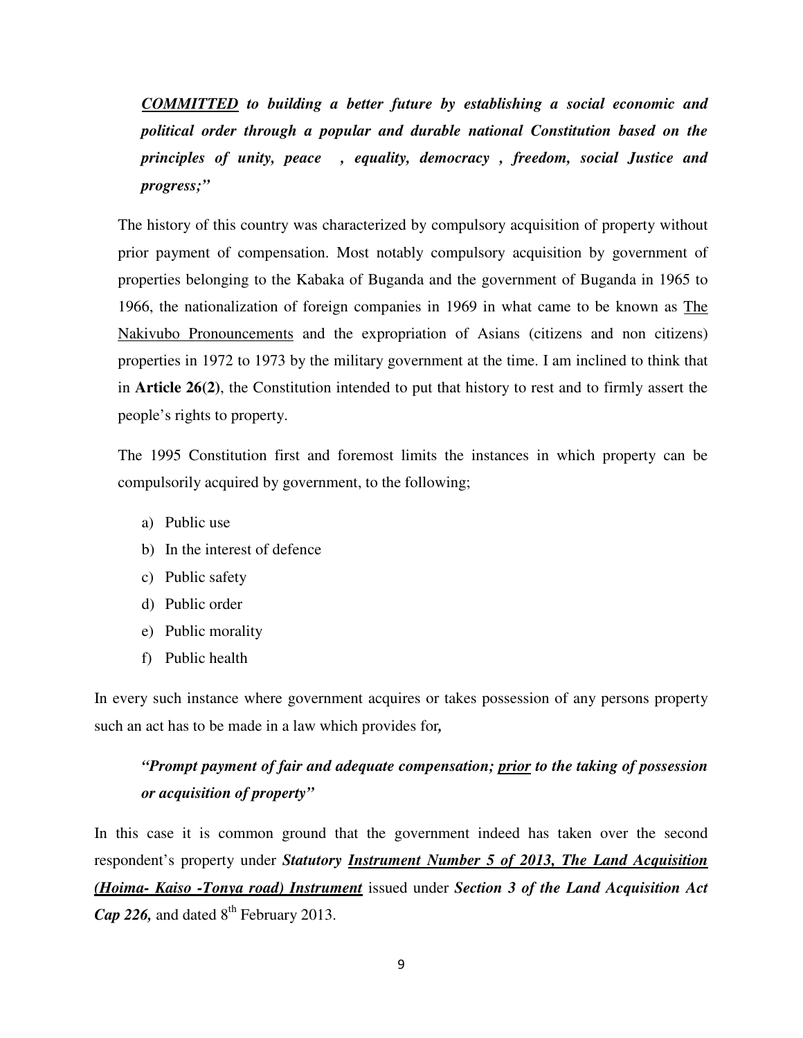***<u>COMMITTED</u>*** ***to building a better future by establishing a social economic and political order through a popular and durable national Constitution based on the principles of unity, peace , equality, democracy , freedom, social Justice and progress;"***

The history of this country was characterized by compulsory acquisition of property without prior payment of compensation. Most notably compulsory acquisition by government of properties belonging to the Kabaka of Buganda and the government of Buganda in 1965 to 1966, the nationalization of foreign companies in 1969 in what came to be known as <u>The Nakivubo Pronouncements</u> and the expropriation of Asians (citizens and non citizens) properties in 1972 to 1973 by the military government at the time. I am inclined to think that in **Article 26(2)**, the Constitution intended to put that history to rest and to firmly assert the people's rights to property.

The 1995 Constitution first and foremost limits the instances in which property can be compulsorily acquired by government, to the following;

a) Public use
b) In the interest of defence
c) Public safety
d) Public order
e) Public morality
f) Public health

In every such instance where government acquires or takes possession of any persons property such an act has to be made in a law which provides for***,***

***"Prompt payment of fair and adequate compensation; <u>prior</u> to the taking of possession or acquisition of property"***

In this case it is common ground that the government indeed has taken over the second respondent's property under ***Statutory <u>Instrument Number 5 of 2013, The Land Acquisition (Hoima- Kaiso -Tonya road) Instrument</u>*** issued under ***Section 3 of the Land Acquisition Act Cap 226,*** and dated 8th February 2013.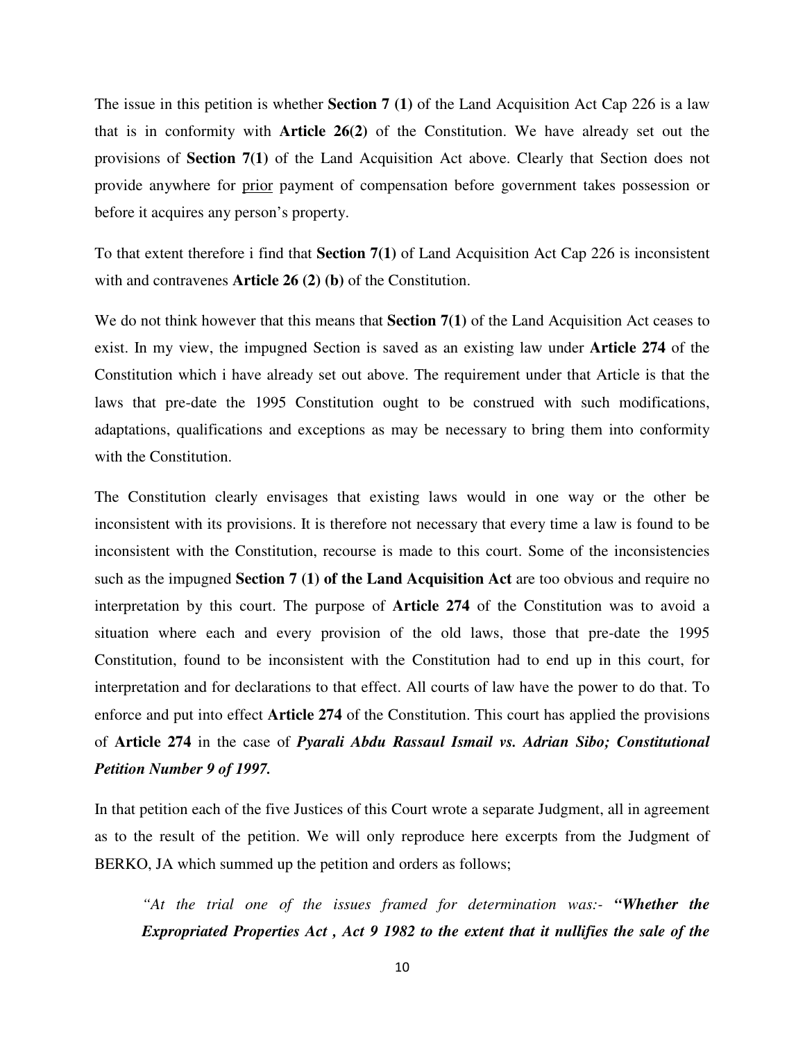The issue in this petition is whether **Section 7 (1)** of the Land Acquisition Act Cap 226 is a law that is in conformity with **Article 26(2)** of the Constitution. We have already set out the provisions of **Section 7(1)** of the Land Acquisition Act above. Clearly that Section does not provide anywhere for prior payment of compensation before government takes possession or before it acquires any person's property.

To that extent therefore i find that **Section 7(1)** of Land Acquisition Act Cap 226 is inconsistent with and contravenes **Article 26 (2) (b)** of the Constitution.

We do not think however that this means that **Section 7(1)** of the Land Acquisition Act ceases to exist. In my view, the impugned Section is saved as an existing law under **Article 274** of the Constitution which i have already set out above. The requirement under that Article is that the laws that pre-date the 1995 Constitution ought to be construed with such modifications, adaptations, qualifications and exceptions as may be necessary to bring them into conformity with the Constitution.

The Constitution clearly envisages that existing laws would in one way or the other be inconsistent with its provisions. It is therefore not necessary that every time a law is found to be inconsistent with the Constitution, recourse is made to this court. Some of the inconsistencies such as the impugned **Section 7 (1) of the Land Acquisition Act** are too obvious and require no interpretation by this court. The purpose of **Article 274** of the Constitution was to avoid a situation where each and every provision of the old laws, those that pre-date the 1995 Constitution, found to be inconsistent with the Constitution had to end up in this court, for interpretation and for declarations to that effect. All courts of law have the power to do that. To enforce and put into effect **Article 274** of the Constitution. This court has applied the provisions of **Article 274** in the case of ***Pyarali Abdu Rassaul Ismail vs. Adrian Sibo; Constitutional Petition Number 9 of 1997.***

In that petition each of the five Justices of this Court wrote a separate Judgment, all in agreement as to the result of the petition. We will only reproduce here excerpts from the Judgment of BERKO, JA which summed up the petition and orders as follows;

> *"At the trial one of the issues framed for determination was:- **"Whether the Expropriated Properties Act , Act 9 1982 to the extent that it nullifies the sale of the***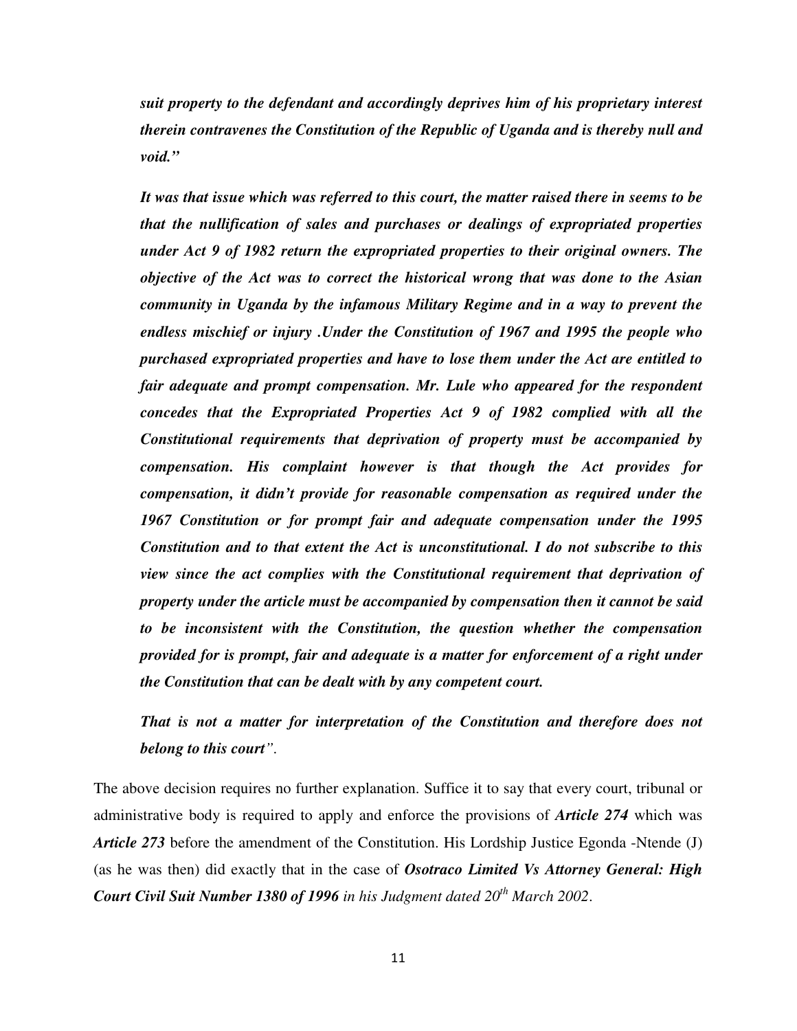***suit property to the defendant and accordingly deprives him of his proprietary interest therein contravenes the Constitution of the Republic of Uganda and is thereby null and void."***

***It was that issue which was referred to this court, the matter raised there in seems to be that the nullification of sales and purchases or dealings of expropriated properties under Act 9 of 1982 return the expropriated properties to their original owners. The objective of the Act was to correct the historical wrong that was done to the Asian community in Uganda by the infamous Military Regime and in a way to prevent the endless mischief or injury .Under the Constitution of 1967 and 1995 the people who purchased expropriated properties and have to lose them under the Act are entitled to fair adequate and prompt compensation. Mr. Lule who appeared for the respondent concedes that the Expropriated Properties Act 9 of 1982 complied with all the Constitutional requirements that deprivation of property must be accompanied by compensation. His complaint however is that though the Act provides for compensation, it didn't provide for reasonable compensation as required under the 1967 Constitution or for prompt fair and adequate compensation under the 1995 Constitution and to that extent the Act is unconstitutional. I do not subscribe to this view since the act complies with the Constitutional requirement that deprivation of property under the article must be accompanied by compensation then it cannot be said to be inconsistent with the Constitution, the question whether the compensation provided for is prompt, fair and adequate is a matter for enforcement of a right under the Constitution that can be dealt with by any competent court.***

***That is not a matter for interpretation of the Constitution and therefore does not belong to this court***".

The above decision requires no further explanation. Suffice it to say that every court, tribunal or administrative body is required to apply and enforce the provisions of ***Article 274*** which was ***Article 273*** before the amendment of the Constitution. His Lordship Justice Egonda -Ntende (J) (as he was then) did exactly that in the case of ***Osotraco Limited Vs Attorney General: High Court Civil Suit Number 1380 of 1996*** *in his Judgment dated 20th March 2002*.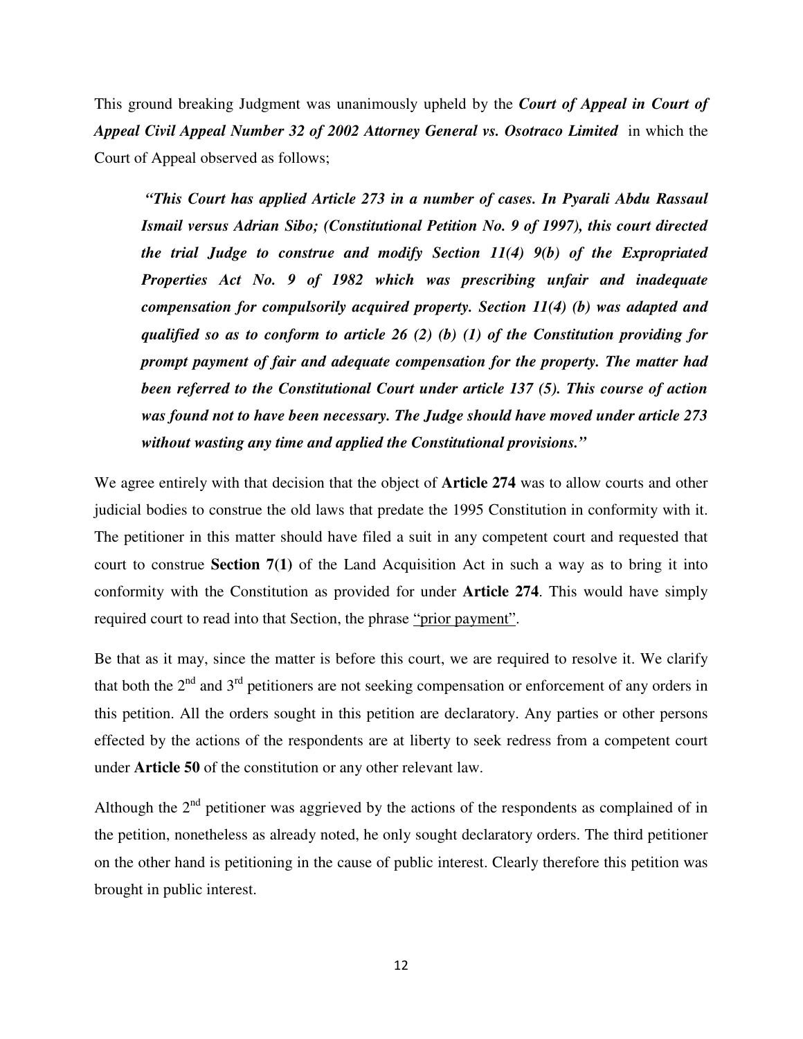This ground breaking Judgment was unanimously upheld by the ***Court of Appeal in Court of Appeal Civil Appeal Number 32 of 2002 Attorney General vs. Osotraco Limited*** in which the Court of Appeal observed as follows;

> ***"This Court has applied Article 273 in a number of cases. In Pyarali Abdu Rassaul Ismail versus Adrian Sibo; (Constitutional Petition No. 9 of 1997), this court directed the trial Judge to construe and modify Section 11(4) 9(b) of the Expropriated Properties Act No. 9 of 1982 which was prescribing unfair and inadequate compensation for compulsorily acquired property. Section 11(4) (b) was adapted and qualified so as to conform to article 26 (2) (b) (1) of the Constitution providing for prompt payment of fair and adequate compensation for the property. The matter had been referred to the Constitutional Court under article 137 (5). This course of action was found not to have been necessary. The Judge should have moved under article 273 without wasting any time and applied the Constitutional provisions."***

We agree entirely with that decision that the object of **Article 274** was to allow courts and other judicial bodies to construe the old laws that predate the 1995 Constitution in conformity with it. The petitioner in this matter should have filed a suit in any competent court and requested that court to construe **Section 7(1)** of the Land Acquisition Act in such a way as to bring it into conformity with the Constitution as provided for under **Article 274**. This would have simply required court to read into that Section, the phrase "prior payment".

Be that as it may, since the matter is before this court, we are required to resolve it. We clarify that both the 2nd and 3rd petitioners are not seeking compensation or enforcement of any orders in this petition. All the orders sought in this petition are declaratory. Any parties or other persons effected by the actions of the respondents are at liberty to seek redress from a competent court under **Article 50** of the constitution or any other relevant law.

Although the 2nd petitioner was aggrieved by the actions of the respondents as complained of in the petition, nonetheless as already noted, he only sought declaratory orders. The third petitioner on the other hand is petitioning in the cause of public interest. Clearly therefore this petition was brought in public interest.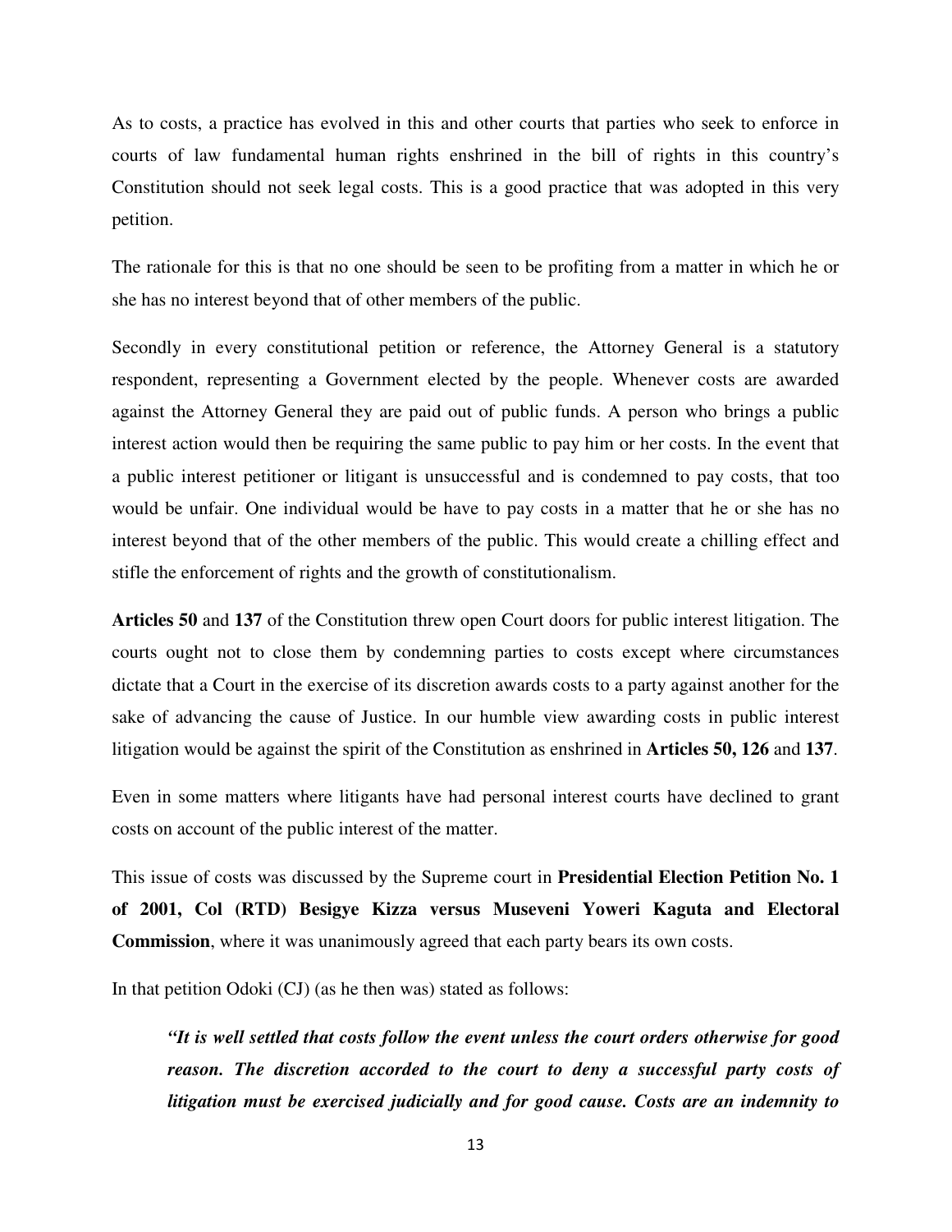As to costs, a practice has evolved in this and other courts that parties who seek to enforce in courts of law fundamental human rights enshrined in the bill of rights in this country's Constitution should not seek legal costs. This is a good practice that was adopted in this very petition.

The rationale for this is that no one should be seen to be profiting from a matter in which he or she has no interest beyond that of other members of the public.

Secondly in every constitutional petition or reference, the Attorney General is a statutory respondent, representing a Government elected by the people. Whenever costs are awarded against the Attorney General they are paid out of public funds. A person who brings a public interest action would then be requiring the same public to pay him or her costs. In the event that a public interest petitioner or litigant is unsuccessful and is condemned to pay costs, that too would be unfair. One individual would be have to pay costs in a matter that he or she has no interest beyond that of the other members of the public. This would create a chilling effect and stifle the enforcement of rights and the growth of constitutionalism.

**Articles 50** and **137** of the Constitution threw open Court doors for public interest litigation. The courts ought not to close them by condemning parties to costs except where circumstances dictate that a Court in the exercise of its discretion awards costs to a party against another for the sake of advancing the cause of Justice. In our humble view awarding costs in public interest litigation would be against the spirit of the Constitution as enshrined in **Articles 50, 126** and **137**.

Even in some matters where litigants have had personal interest courts have declined to grant costs on account of the public interest of the matter.

This issue of costs was discussed by the Supreme court in **Presidential Election Petition No. 1 of 2001, Col (RTD) Besigye Kizza versus Museveni Yoweri Kaguta and Electoral Commission**, where it was unanimously agreed that each party bears its own costs.

In that petition Odoki (CJ) (as he then was) stated as follows:

> ***"It is well settled that costs follow the event unless the court orders otherwise for good reason. The discretion accorded to the court to deny a successful party costs of litigation must be exercised judicially and for good cause. Costs are an indemnity to***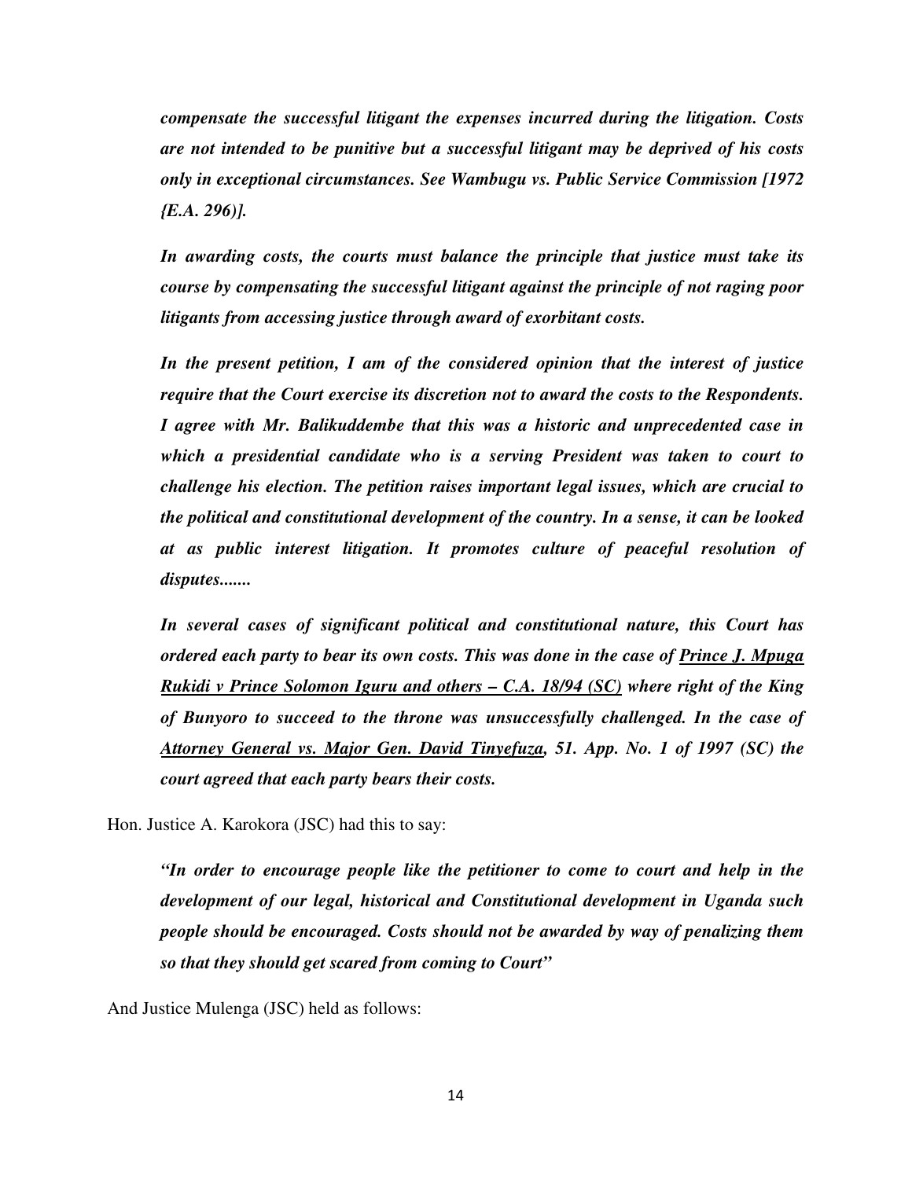***compensate the successful litigant the expenses incurred during the litigation. Costs are not intended to be punitive but a successful litigant may be deprived of his costs only in exceptional circumstances. See Wambugu vs. Public Service Commission [1972 {E.A. 296)].***

***In awarding costs, the courts must balance the principle that justice must take its course by compensating the successful litigant against the principle of not raging poor litigants from accessing justice through award of exorbitant costs.***

***In the present petition, I am of the considered opinion that the interest of justice require that the Court exercise its discretion not to award the costs to the Respondents. I agree with Mr. Balikuddembe that this was a historic and unprecedented case in which a presidential candidate who is a serving President was taken to court to challenge his election. The petition raises important legal issues, which are crucial to the political and constitutional development of the country. In a sense, it can be looked at as public interest litigation. It promotes culture of peaceful resolution of disputes.......***

***In several cases of significant political and constitutional nature, this Court has ordered each party to bear its own costs. This was done in the case of <u>Prince J. Mpuga Rukidi v Prince Solomon Iguru and others – C.A. 18/94 (SC)</u> where right of the King of Bunyoro to succeed to the throne was unsuccessfully challenged. In the case of <u>Attorney General vs. Major Gen. David Tinyefuza</u>, 51. App. No. 1 of 1997 (SC) the court agreed that each party bears their costs.***

Hon. Justice A. Karokora (JSC) had this to say:

***"In order to encourage people like the petitioner to come to court and help in the development of our legal, historical and Constitutional development in Uganda such people should be encouraged. Costs should not be awarded by way of penalizing them so that they should get scared from coming to Court"***

And Justice Mulenga (JSC) held as follows: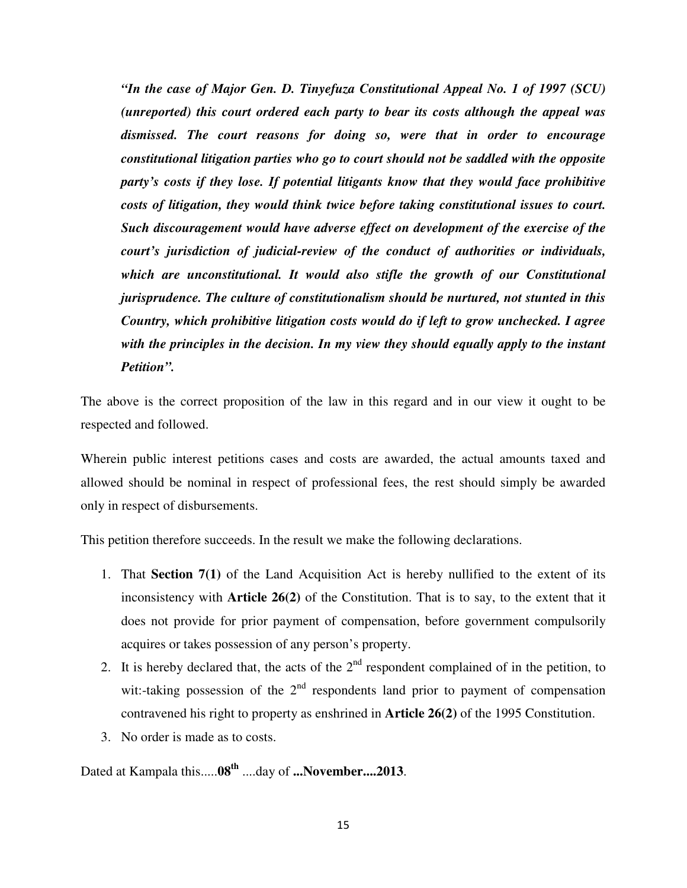> ***"In the case of Major Gen. D. Tinyefuza Constitutional Appeal No. 1 of 1997 (SCU) (unreported) this court ordered each party to bear its costs although the appeal was dismissed. The court reasons for doing so, were that in order to encourage constitutional litigation parties who go to court should not be saddled with the opposite party's costs if they lose. If potential litigants know that they would face prohibitive costs of litigation, they would think twice before taking constitutional issues to court. Such discouragement would have adverse effect on development of the exercise of the court's jurisdiction of judicial-review of the conduct of authorities or individuals, which are unconstitutional. It would also stifle the growth of our Constitutional jurisprudence. The culture of constitutionalism should be nurtured, not stunted in this Country, which prohibitive litigation costs would do if left to grow unchecked. I agree with the principles in the decision. In my view they should equally apply to the instant Petition".***

The above is the correct proposition of the law in this regard and in our view it ought to be respected and followed.

Wherein public interest petitions cases and costs are awarded, the actual amounts taxed and allowed should be nominal in respect of professional fees, the rest should simply be awarded only in respect of disbursements.

This petition therefore succeeds. In the result we make the following declarations.

1. That **Section 7(1)** of the Land Acquisition Act is hereby nullified to the extent of its inconsistency with **Article 26(2)** of the Constitution. That is to say, to the extent that it does not provide for prior payment of compensation, before government compulsorily acquires or takes possession of any person's property.
2. It is hereby declared that, the acts of the 2nd respondent complained of in the petition, to wit:-taking possession of the 2nd respondents land prior to payment of compensation contravened his right to property as enshrined in **Article 26(2)** of the 1995 Constitution.
3. No order is made as to costs.

Dated at Kampala this.....**08th** ....day of **...November....2013**.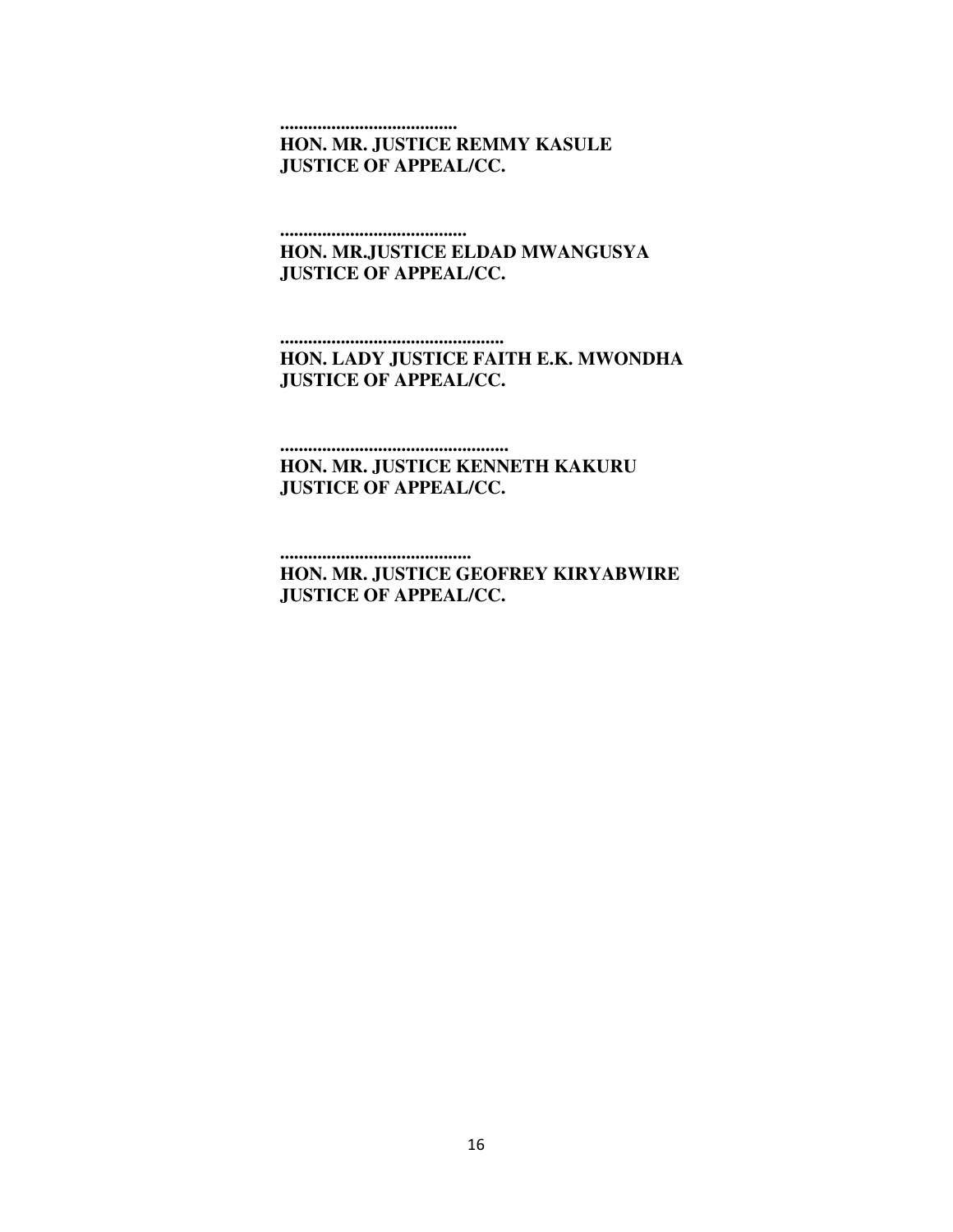**......................................**
**HON. MR. JUSTICE REMMY KASULE**
**JUSTICE OF APPEAL/CC.**

**.........................................**
**HON. MR.JUSTICE ELDAD MWANGUSYA**
**JUSTICE OF APPEAL/CC.**

**................................................**
**HON. LADY JUSTICE FAITH E.K. MWONDHA**
**JUSTICE OF APPEAL/CC.**

**.................................................**
**HON. MR. JUSTICE KENNETH KAKURU**
**JUSTICE OF APPEAL/CC.**

**..........................................**
**HON. MR. JUSTICE GEOFREY KIRYABWIRE**
**JUSTICE OF APPEAL/CC.**